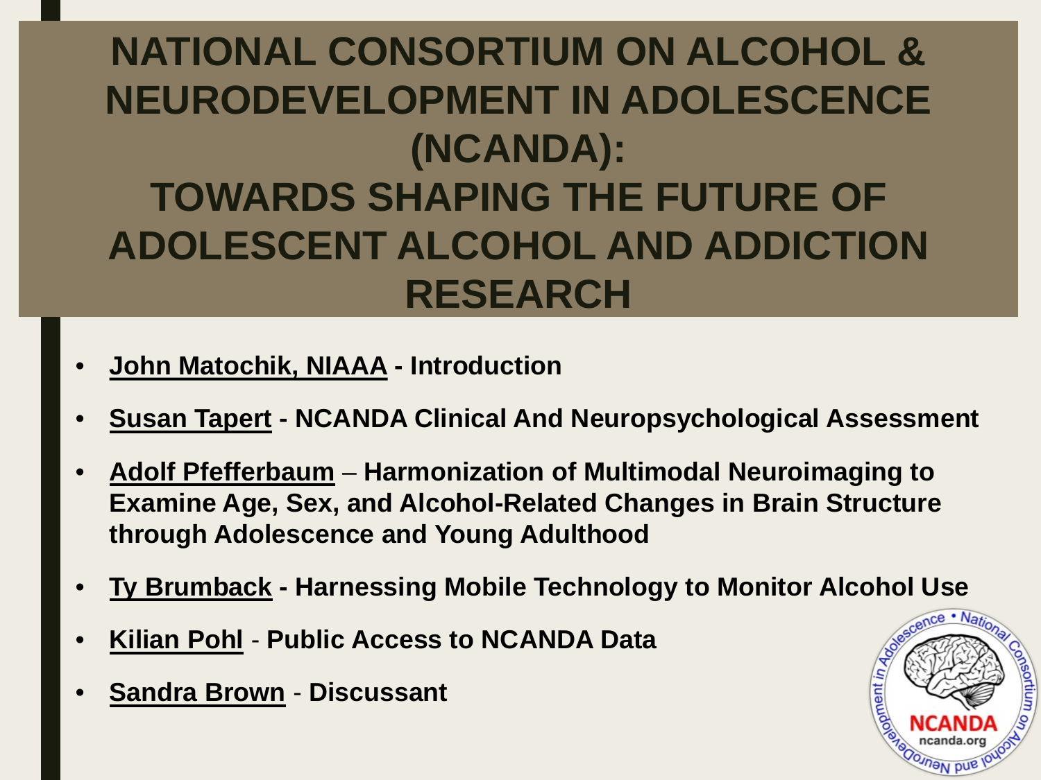# NATIONAL CONSORTIUM ON ALCOHOL & NEURODEVELOPMENT IN ADOLESCENCE (NCANDA): TOWARDS SHAPING THE FUTURE OF ADOLESCENT ALCOHOL AND ADDICTION RESEARCH

- **John Matochik, NIAAA - Introduction**
- **Susan Tapert - NCANDA Clinical And Neuropsychological Assessment**
- **Adolf Pfefferbaum – Harmonization of Multimodal Neuroimaging to Examine Age, Sex, and Alcohol-Related Changes in Brain Structure through Adolescence and Young Adulthood**
- **Ty Brumback - Harnessing Mobile Technology to Monitor Alcohol Use**
- **Kilian Pohl - Public Access to NCANDA Data**
- **Sandra Brown - Discussant**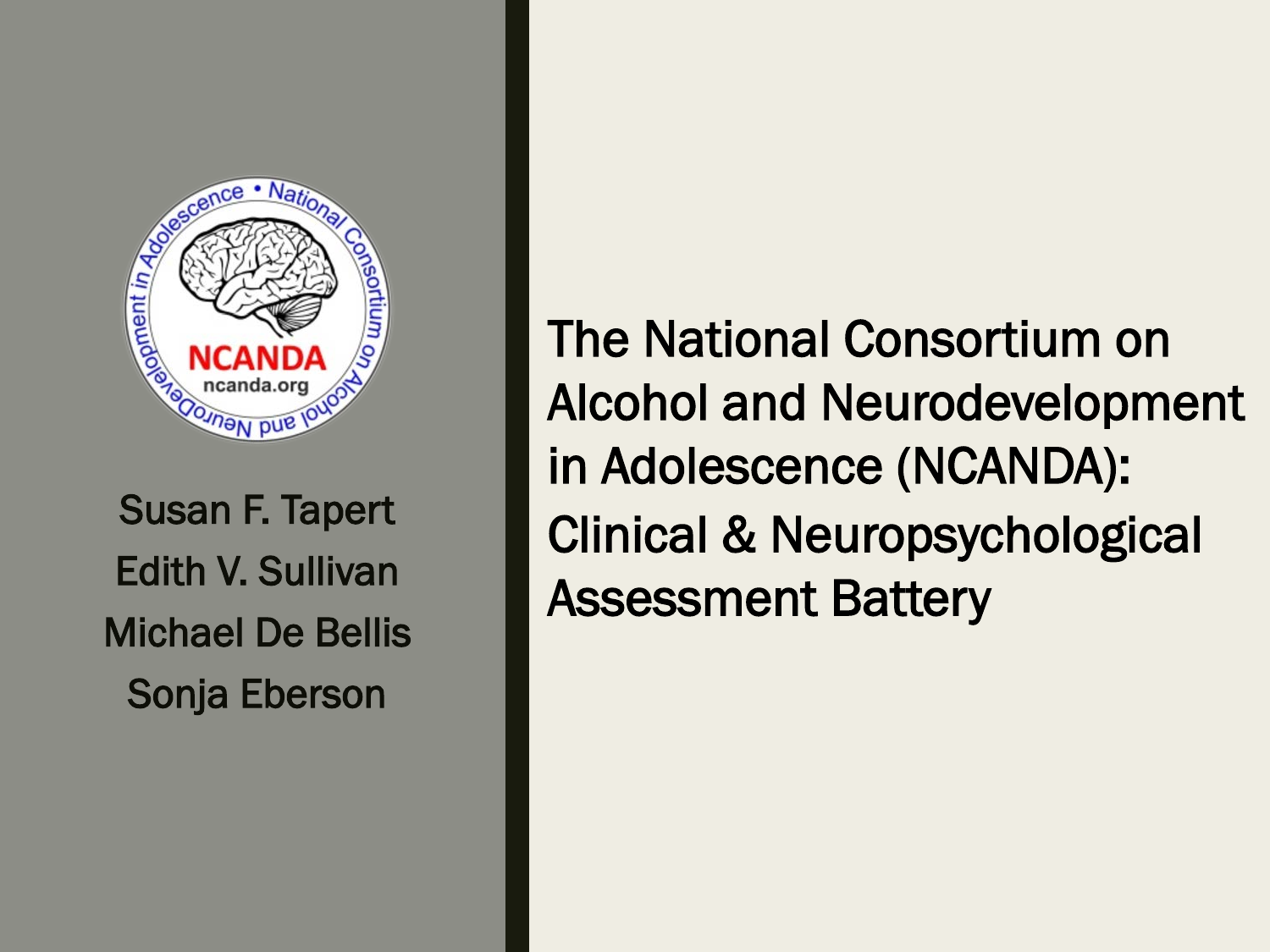# The National Consortium on Alcohol and Neurodevelopment in Adolescence (NCANDA): Clinical & Neuropsychological Assessment Battery

Susan F. Tapert

Edith V. Sullivan

Michael De Bellis

Sonja Eberson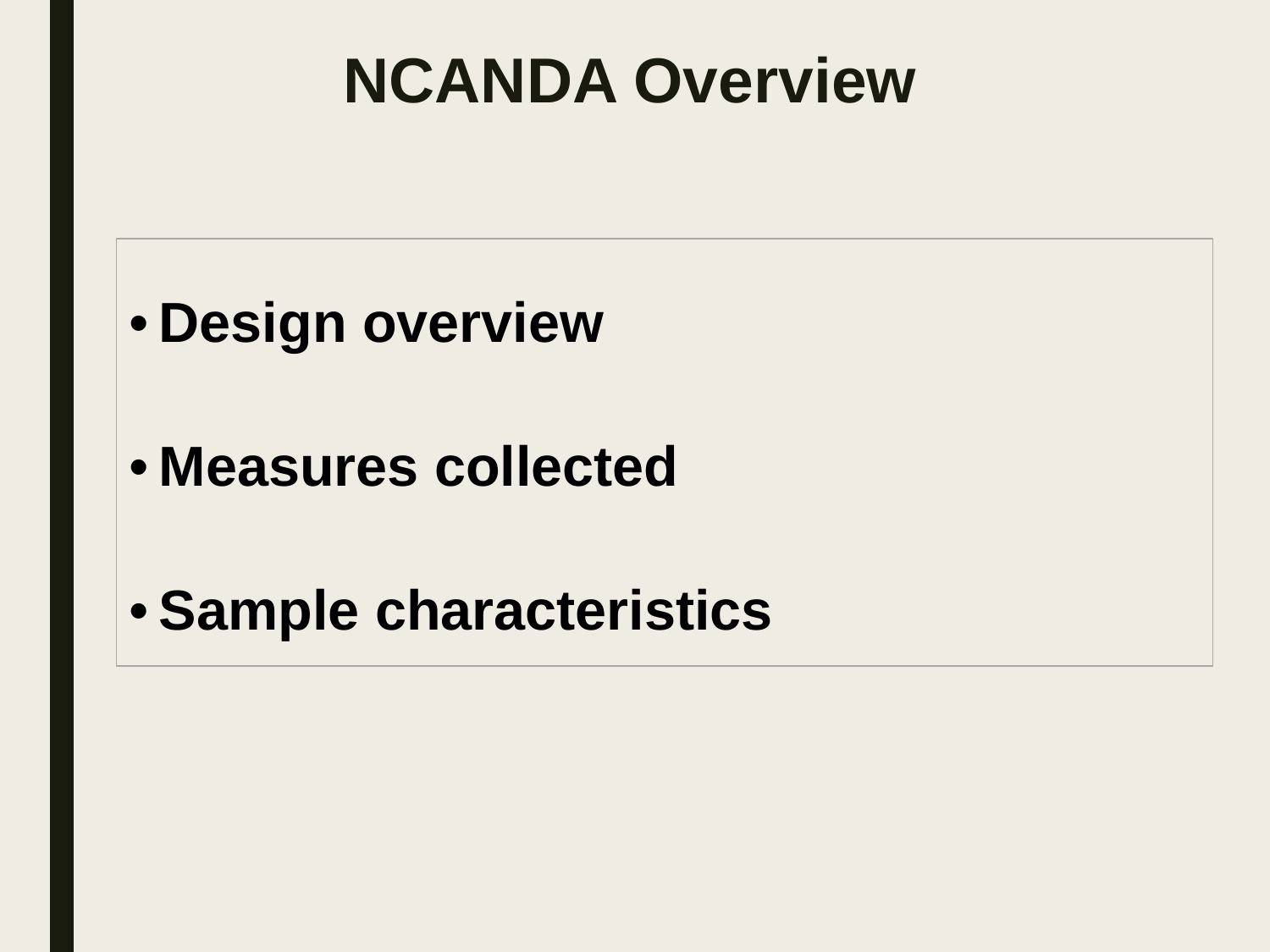# NCANDA Overview

- **Design overview**
- **Measures collected**
- **Sample characteristics**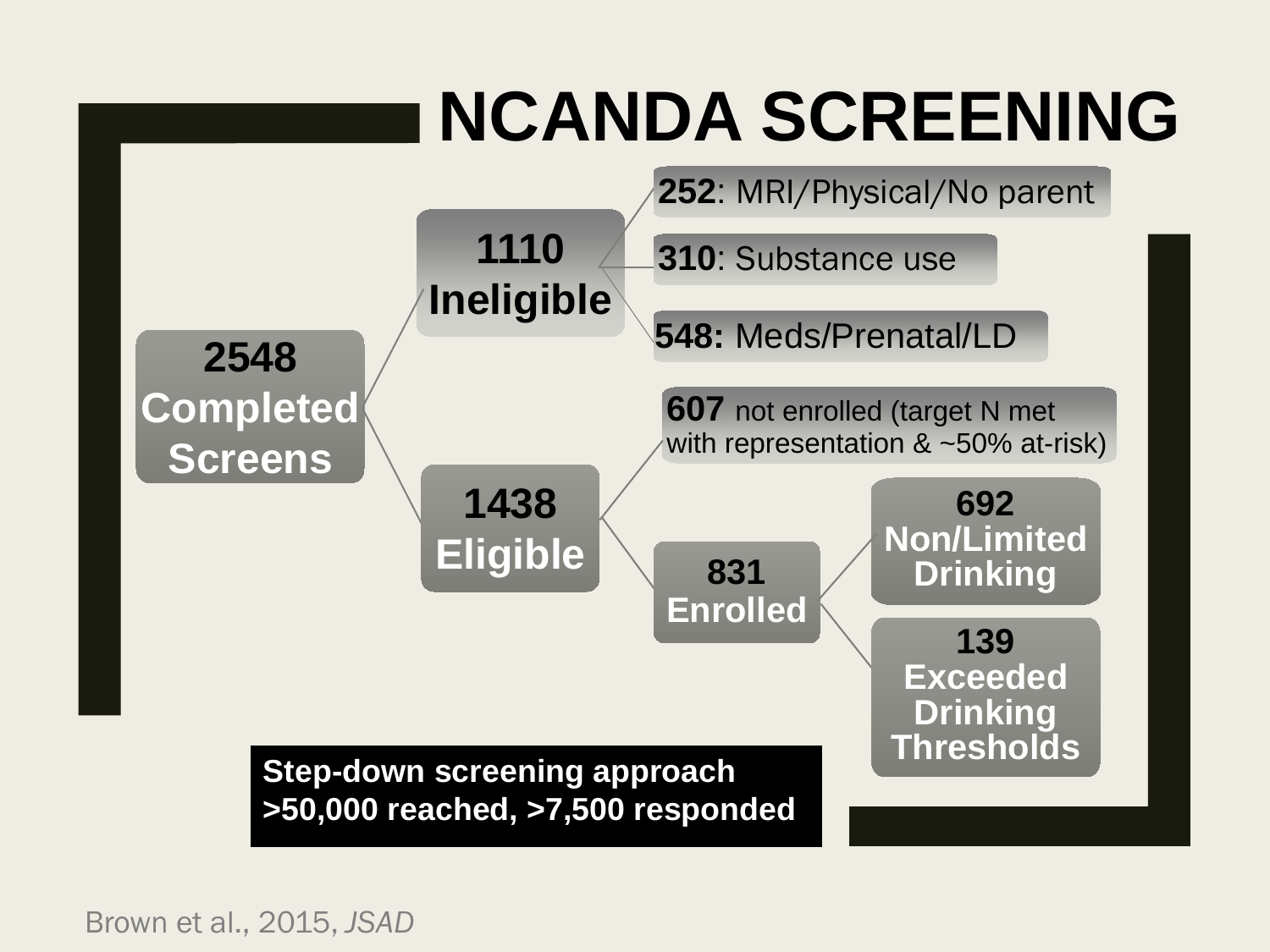# NCANDA SCREENING

- **2548 Completed Screens**
  - **1110 Ineligible**
    - **252**: MRI/Physical/No parent
    - **310**: Substance use
    - **548:** Meds/Prenatal/LD
  - **1438 Eligible**
    - **607** not enrolled (target N met with representation & ~50% at-risk)
    - **831 Enrolled**
      - **692 Non/Limited Drinking**
      - **139 Exceeded Drinking Thresholds**

**Step-down screening approach**
**>50,000 reached, >7,500 responded**

Brown et al., 2015, *JSAD*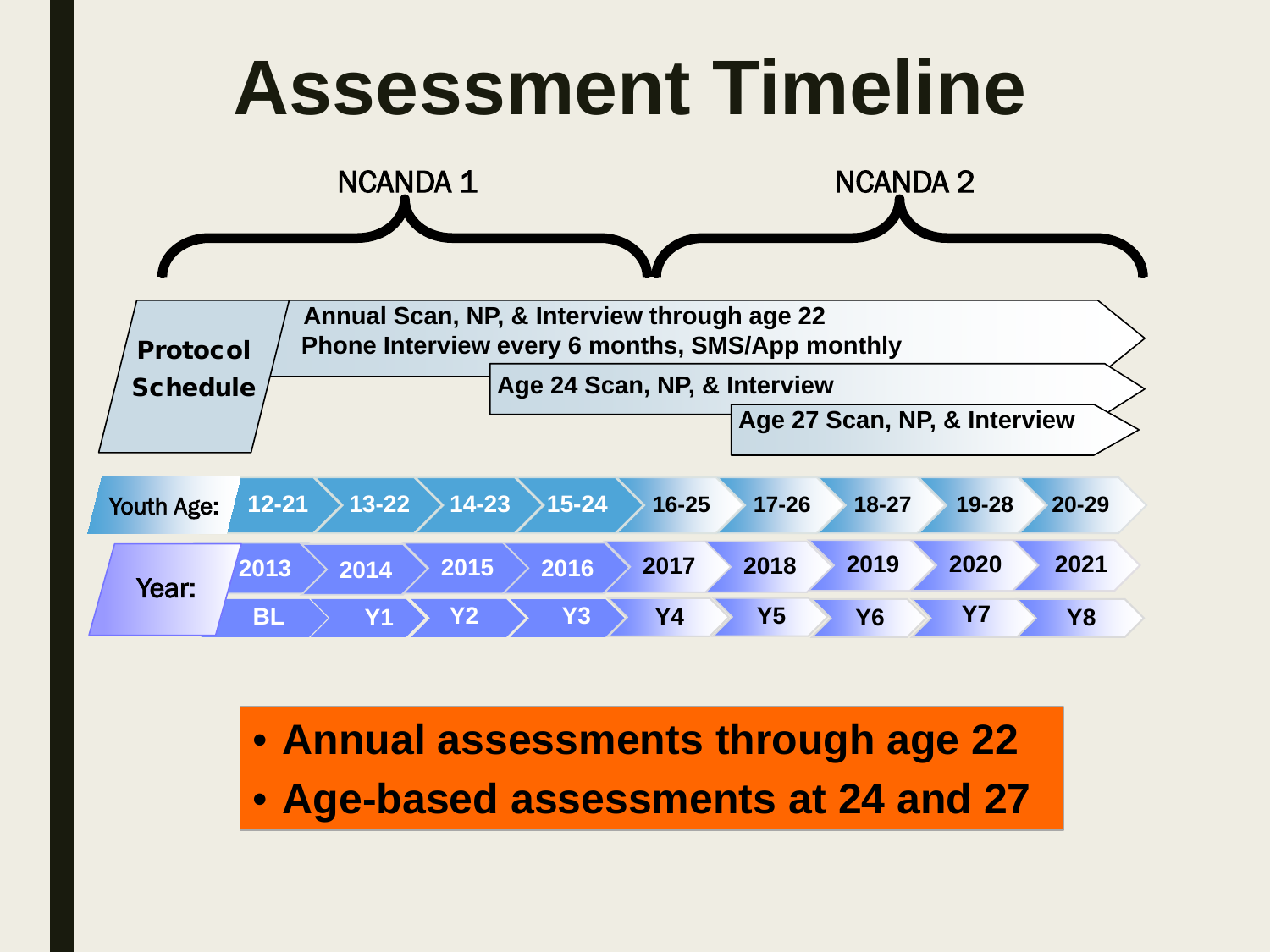# Assessment Timeline

NCANDA 1 — NCANDA 2

**Protocol Schedule**

- Annual Scan, NP, & Interview through age 22
- Phone Interview every 6 months, SMS/App monthly
- Age 24 Scan, NP, & Interview
- Age 27 Scan, NP, & Interview

| Youth Age: | 12-21 | 13-22 | 14-23 | 15-24 | 16-25 | 17-26 | 18-27 | 19-28 | 20-29 |
|---|---|---|---|---|---|---|---|---|---|
| Year: | 2013 | 2014 | 2015 | 2016 | 2017 | 2018 | 2019 | 2020 | 2021 |
| | BL | Y1 | Y2 | Y3 | Y4 | Y5 | Y6 | Y7 | Y8 |

- **Annual assessments through age 22**
- **Age-based assessments at 24 and 27**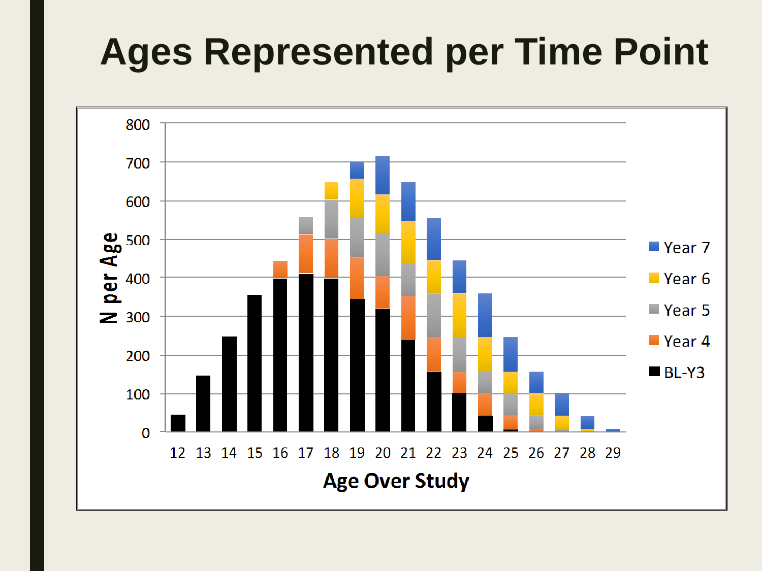# Ages Represented per Time Point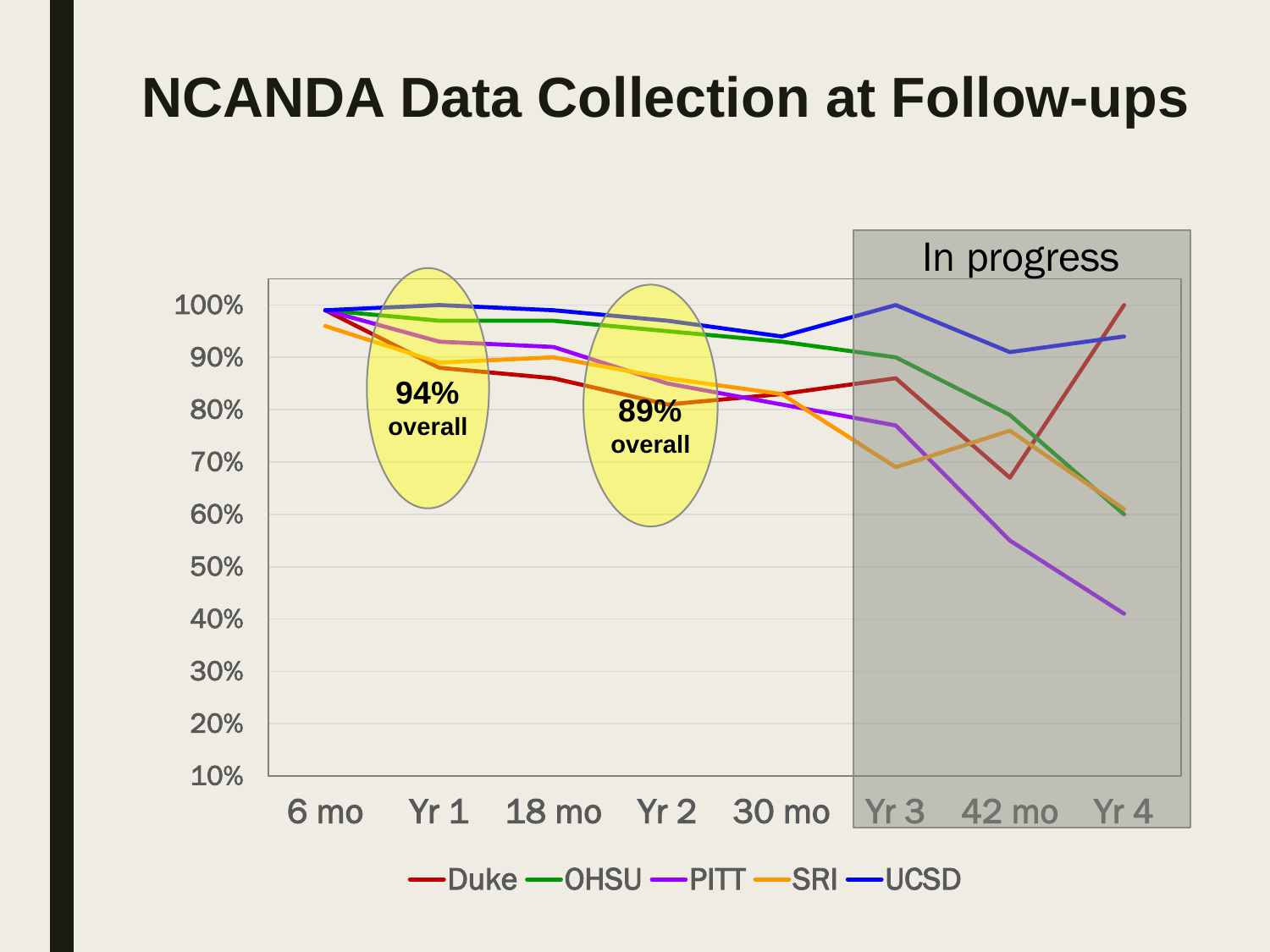# NCANDA Data Collection at Follow-ups

In progress

94% overall

89% overall

100%
90%
80%
70%
60%
50%
40%
30%
20%
10%

6 mo Yr 1 18 mo Yr 2 30 mo Yr 3 42 mo Yr 4

Duke OHSU PITT SRI UCSD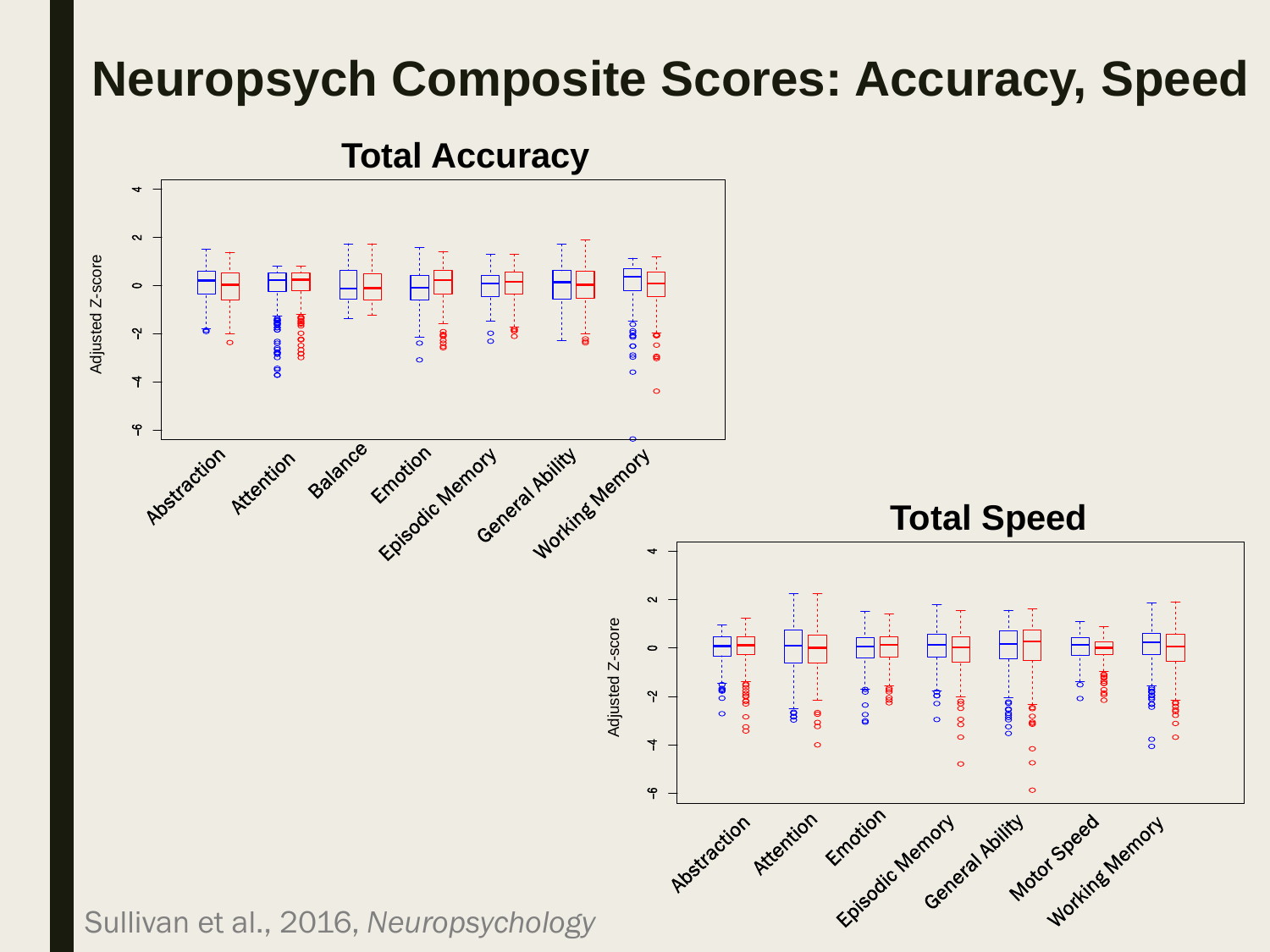# Neuropsych Composite Scores: Accuracy, Speed

**Total Accuracy**

Adjusted Z-score

Abstraction, Attention, Balance, Emotion, Episodic Memory, General Ability, Working Memory

**Total Speed**

Adjusted Z-score

Abstraction, Attention, Emotion, Episodic Memory, General Ability, Motor Speed, Working Memory

Sullivan et al., 2016, *Neuropsychology*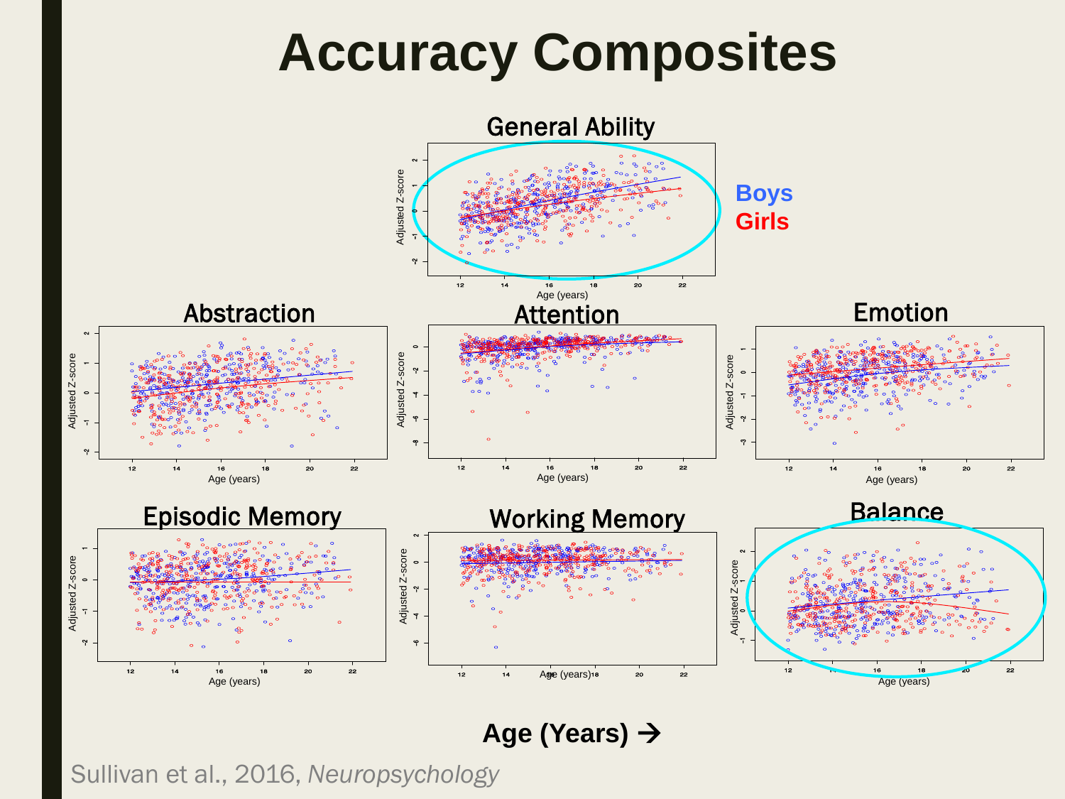# Accuracy Composites

General Ability

Boys

Girls

Abstraction

Attention

Emotion

Episodic Memory

Working Memory

Balance

**Age (Years) →**

Sullivan et al., 2016, *Neuropsychology*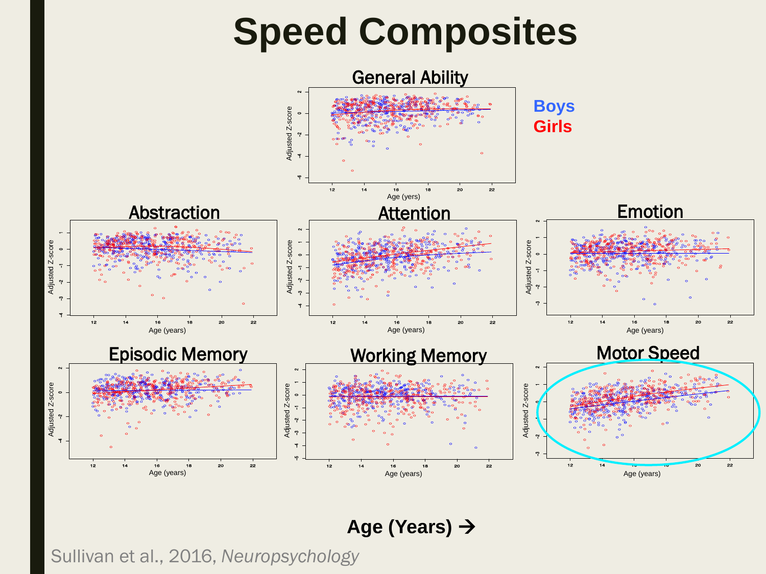# Speed Composites

General Ability

Boys
Girls

Abstraction

Attention

Emotion

Episodic Memory

Working Memory

Motor Speed

Age (Years) →

Sullivan et al., 2016, *Neuropsychology*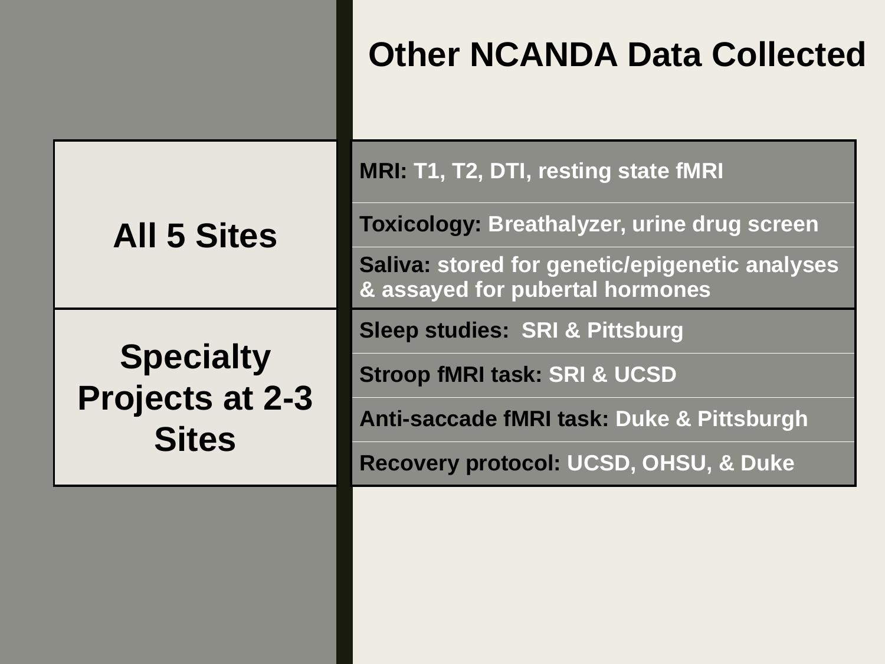# Other NCANDA Data Collected

| | |
|---|---|
| **All 5 Sites** | **MRI:** T1, T2, DTI, resting state fMRI |
| | **Toxicology:** Breathalyzer, urine drug screen |
| | **Saliva:** stored for genetic/epigenetic analyses & assayed for pubertal hormones |
| **Specialty Projects at 2-3 Sites** | **Sleep studies:** SRI & Pittsburg |
| | **Stroop fMRI task:** SRI & UCSD |
| | **Anti-saccade fMRI task:** Duke & Pittsburgh |
| | **Recovery protocol:** UCSD, OHSU, & Duke |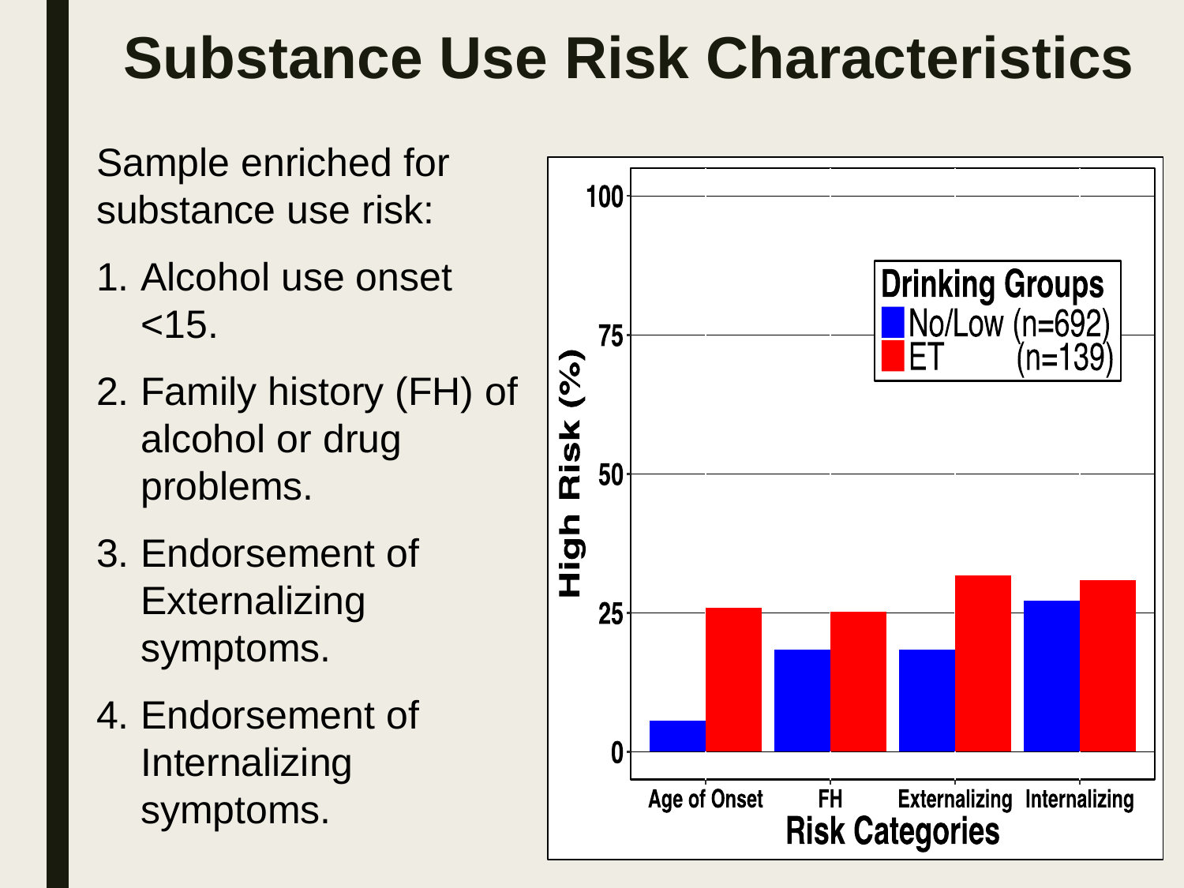# Substance Use Risk Characteristics

Sample enriched for substance use risk:

1. Alcohol use onset <15.
2. Family history (FH) of alcohol or drug problems.
3. Endorsement of Externalizing symptoms.
4. Endorsement of Internalizing symptoms.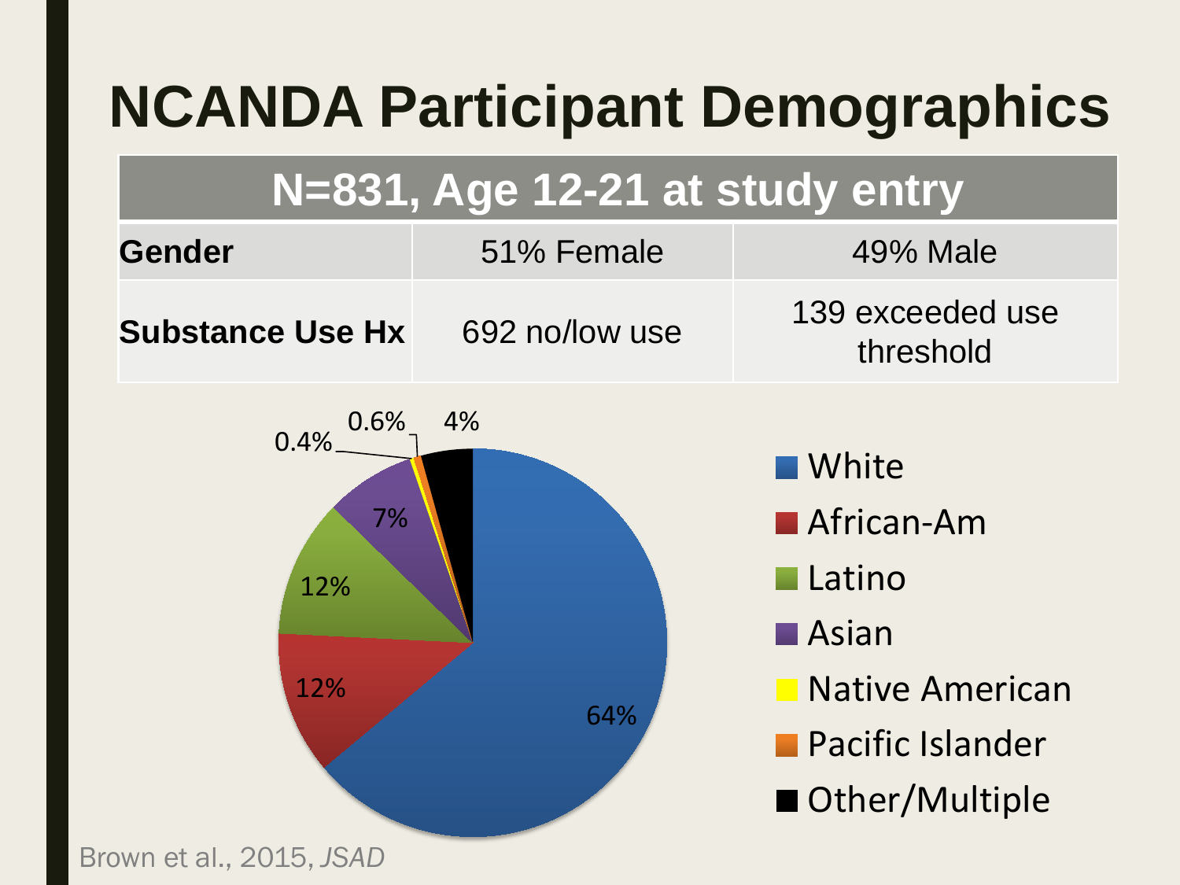# NCANDA Participant Demographics

| N=831, Age 12-21 at study entry | | |
|---|---|---|
| **Gender** | 51% Female | 49% Male |
| **Substance Use Hx** | 692 no/low use | 139 exceeded use threshold |

- White: 64%
- African-Am: 12%
- Latino: 12%
- Asian: 7%
- Native American: 0.4%
- Pacific Islander: 0.6%
- Other/Multiple: 4%

Brown et al., 2015, *JSAD*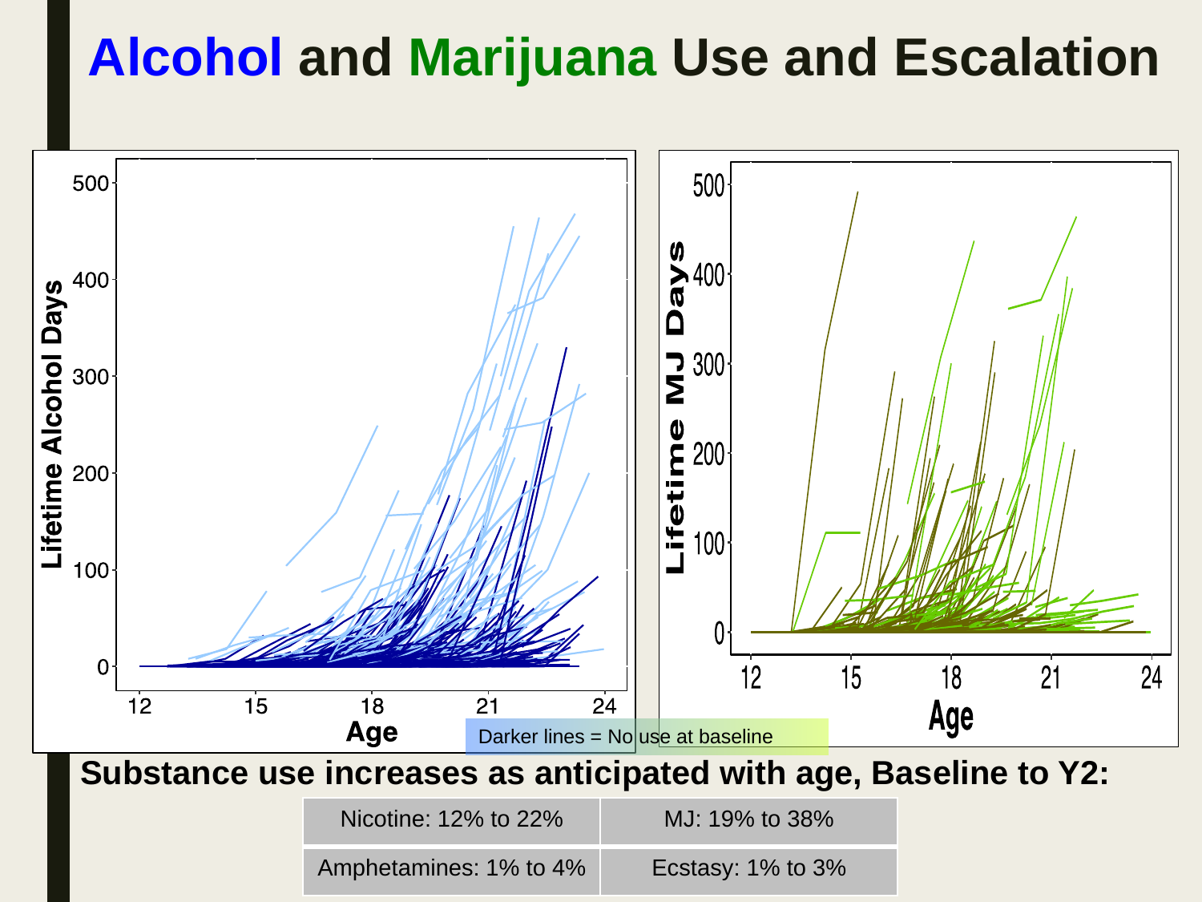# Alcohol and Marijuana Use and Escalation

Darker lines = No use at baseline

**Substance use increases as anticipated with age, Baseline to Y2:**

| Nicotine: 12% to 22% | MJ: 19% to 38% |
|---|---|
| Amphetamines: 1% to 4% | Ecstasy: 1% to 3% |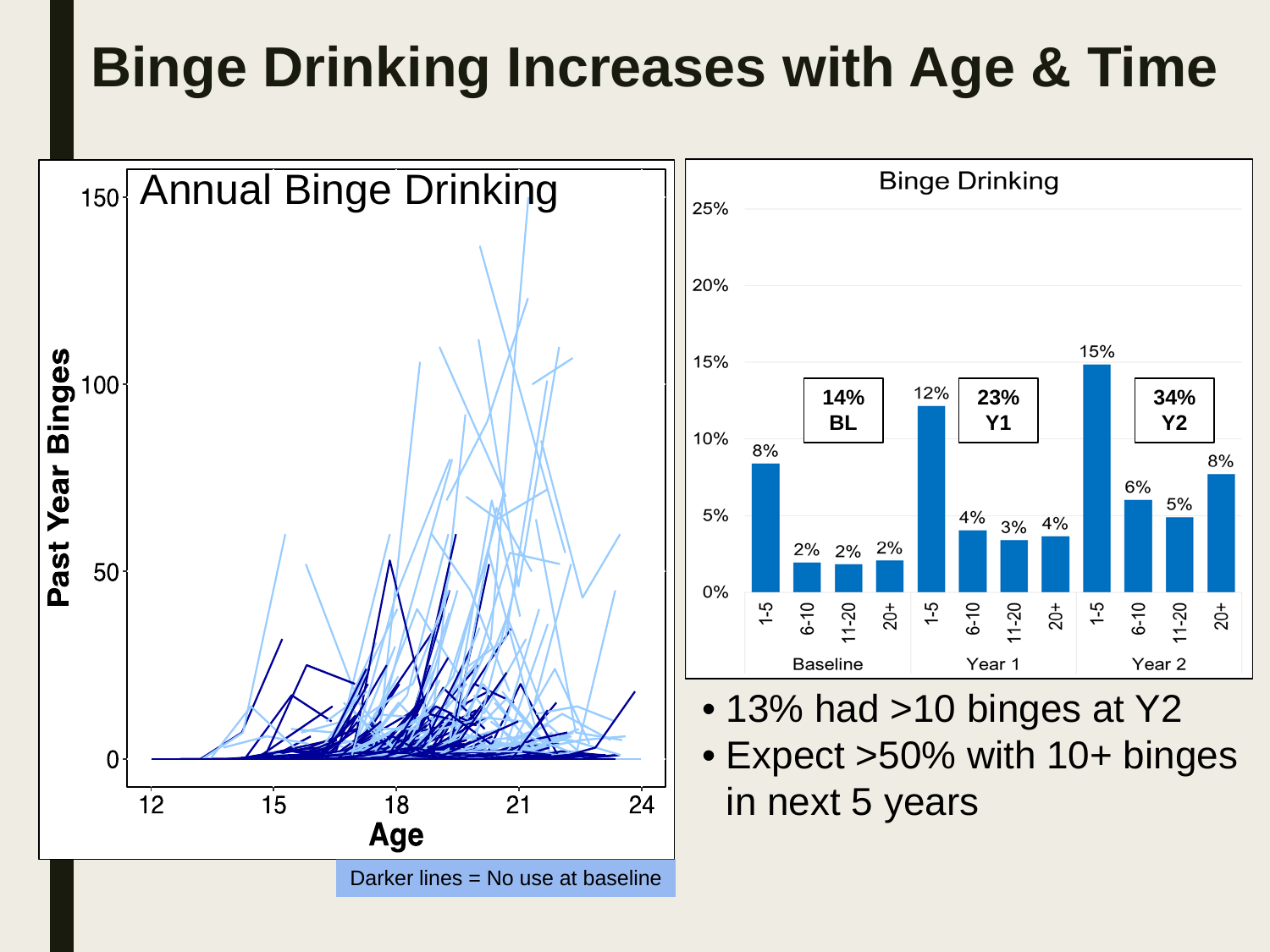# Binge Drinking Increases with Age & Time

**Annual Binge Drinking**

Past Year Binges (0, 50, 100, 150) vs. Age (12, 15, 18, 21, 24)

Darker lines = No use at baseline

**Binge Drinking**

| | Baseline | | | | Year 1 | | | | Year 2 | | | |
|---|---|---|---|---|---|---|---|---|---|---|---|---|
| | 1-5 | 6-10 | 11-20 | 20+ | 1-5 | 6-10 | 11-20 | 20+ | 1-5 | 6-10 | 11-20 | 20+ |
| % | 8% | 2% | 2% | 2% | 12% | 4% | 3% | 4% | 15% | 6% | 5% | 8% |
| Total | 14% BL | | | | 23% Y1 | | | | 34% Y2 | | | |

- 13% had >10 binges at Y2
- Expect >50% with 10+ binges in next 5 years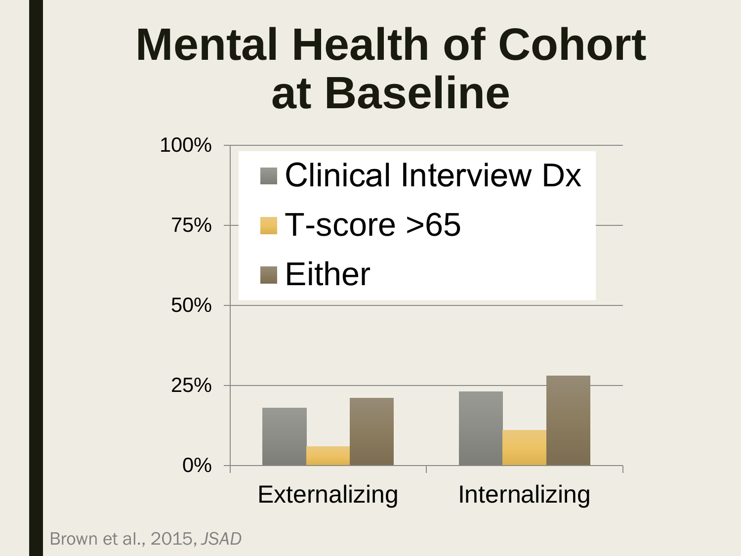# Mental Health of Cohort at Baseline

100%

75%

50%

25%

0%

Clinical Interview Dx

T-score >65

Either

Externalizing

Internalizing

Brown et al., 2015, *JSAD*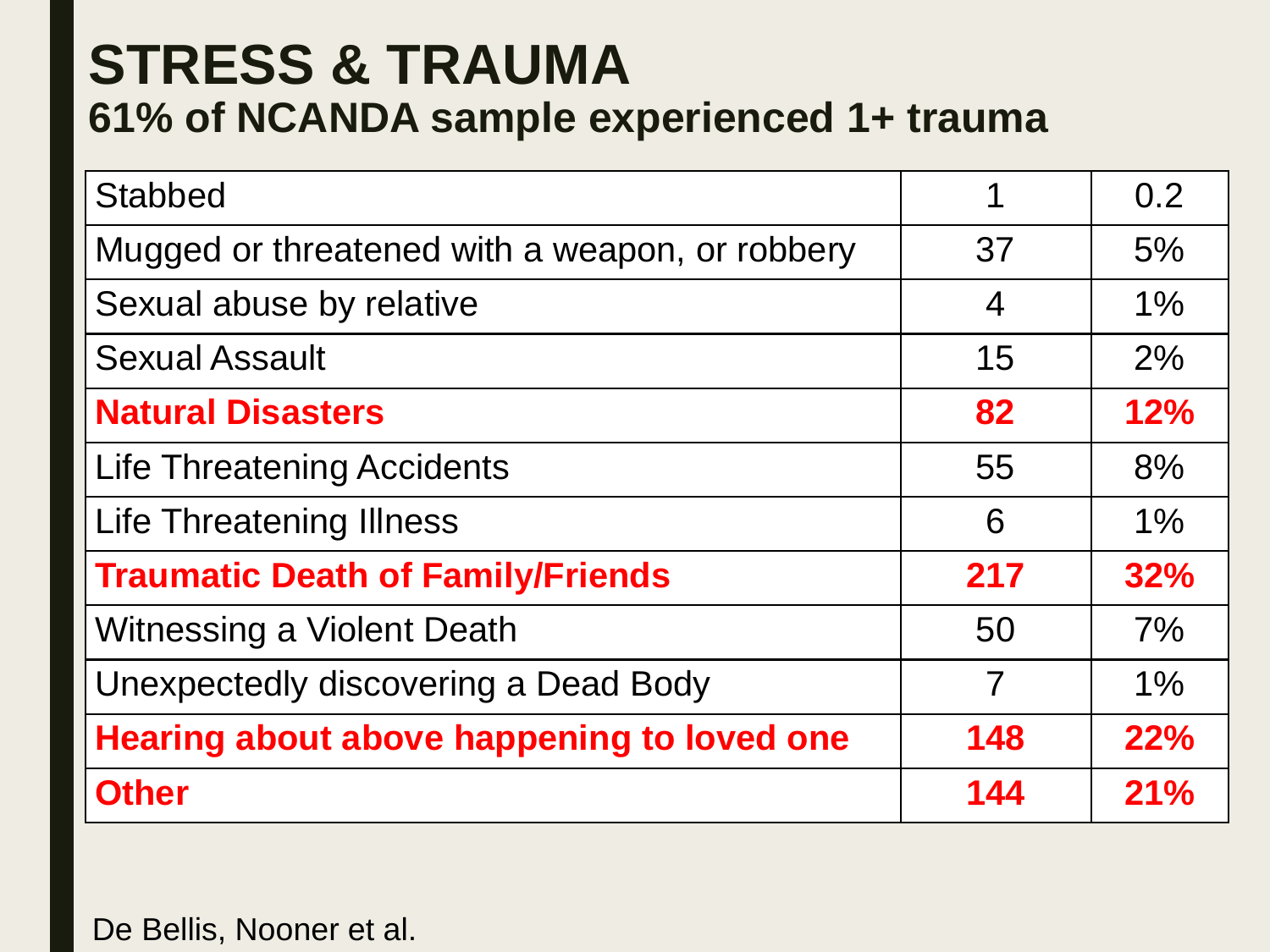# STRESS & TRAUMA

## 61% of NCANDA sample experienced 1+ trauma

| | | |
|---|---|---|
| Stabbed | 1 | 0.2 |
| Mugged or threatened with a weapon, or robbery | 37 | 5% |
| Sexual abuse by relative | 4 | 1% |
| Sexual Assault | 15 | 2% |
| **Natural Disasters** | **82** | **12%** |
| Life Threatening Accidents | 55 | 8% |
| Life Threatening Illness | 6 | 1% |
| **Traumatic Death of Family/Friends** | **217** | **32%** |
| Witnessing a Violent Death | 50 | 7% |
| Unexpectedly discovering a Dead Body | 7 | 1% |
| **Hearing about above happening to loved one** | **148** | **22%** |
| **Other** | **144** | **21%** |

De Bellis, Nooner et al.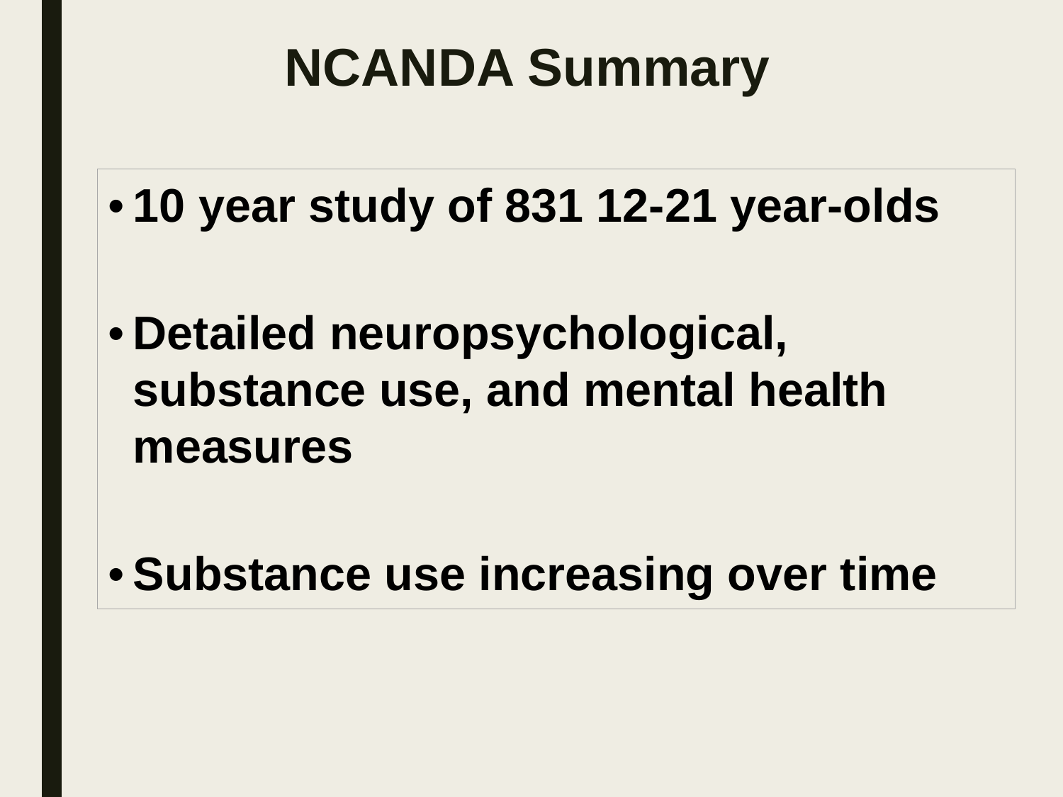# NCANDA Summary

- **10 year study of 831 12-21 year-olds**
- **Detailed neuropsychological, substance use, and mental health measures**
- **Substance use increasing over time**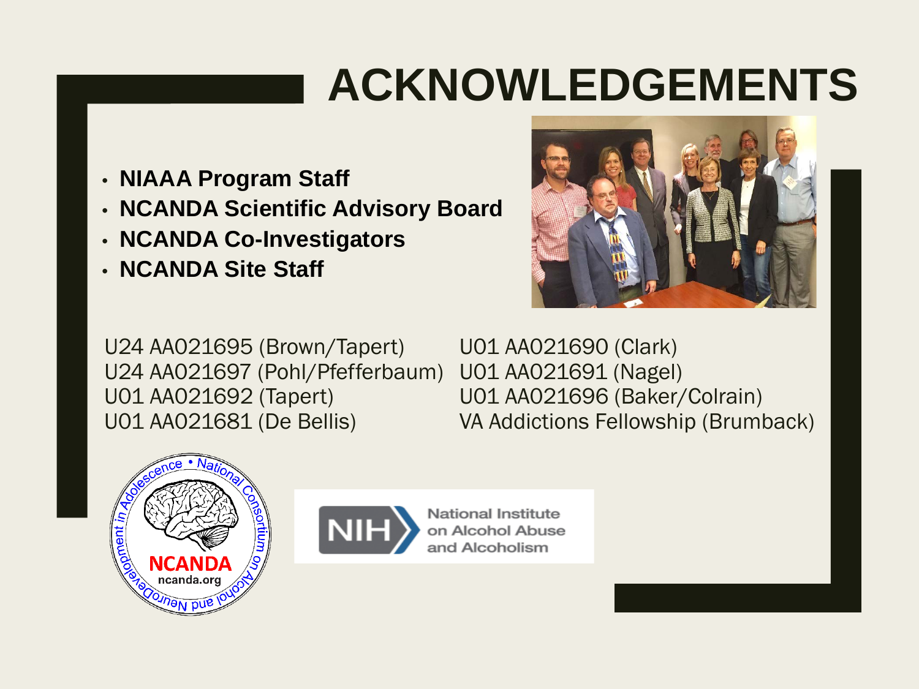# ACKNOWLEDGEMENTS

- **NIAAA Program Staff**
- **NCANDA Scientific Advisory Board**
- **NCANDA Co-Investigators**
- **NCANDA Site Staff**

U24 AA021695 (Brown/Tapert)
U24 AA021697 (Pohl/Pfefferbaum)
U01 AA021692 (Tapert)
U01 AA021681 (De Bellis)

U01 AA021690 (Clark)
U01 AA021691 (Nagel)
U01 AA021696 (Baker/Colrain)
VA Addictions Fellowship (Brumback)